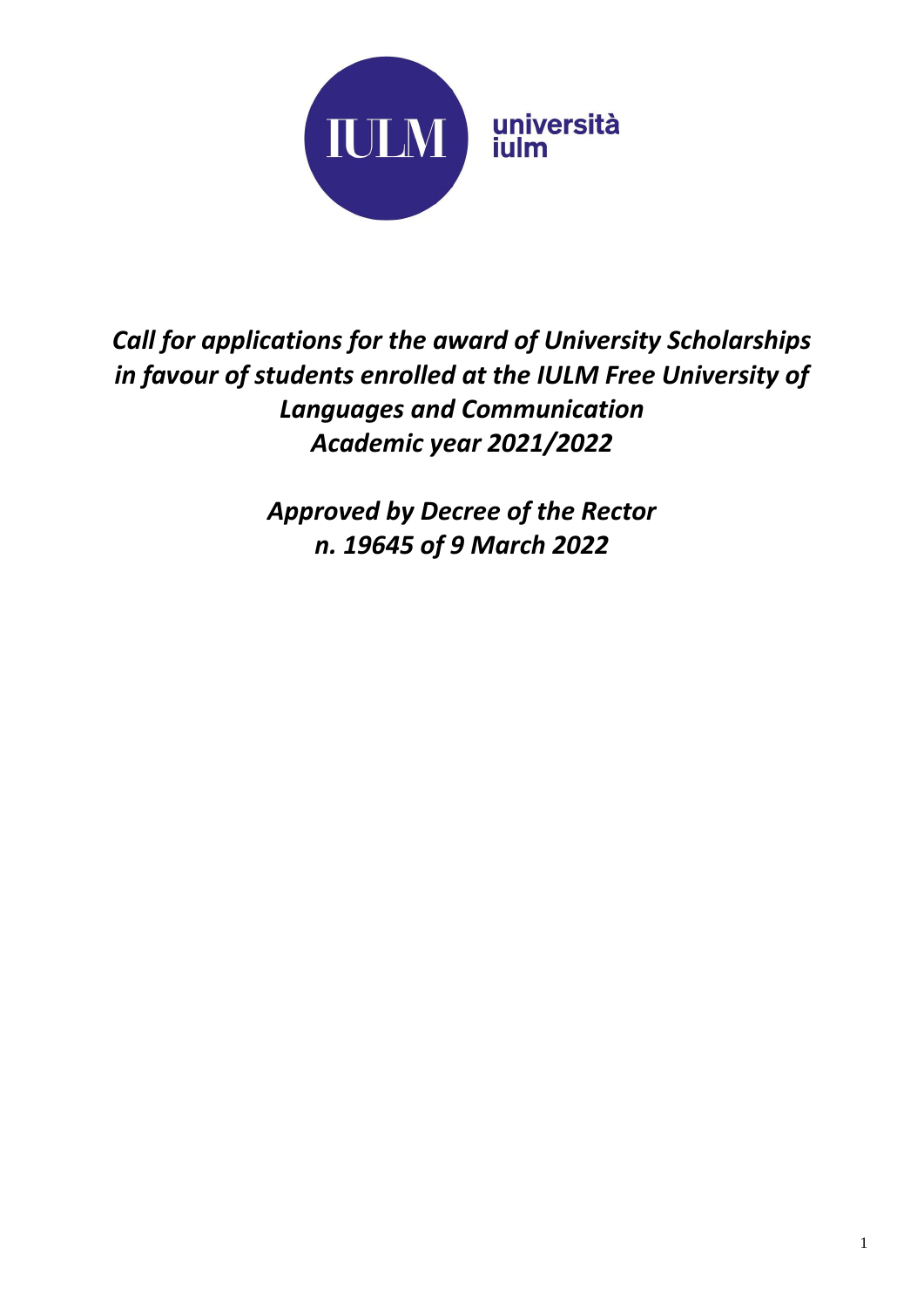IULM università iulm

# *Call for applications for the award of University Scholarships in favour of students enrolled at the IULM Free University of Languages and Communication Academic year 2021/2022*

## *Approved by Decree of the Rector n. 19645 of 9 March 2022*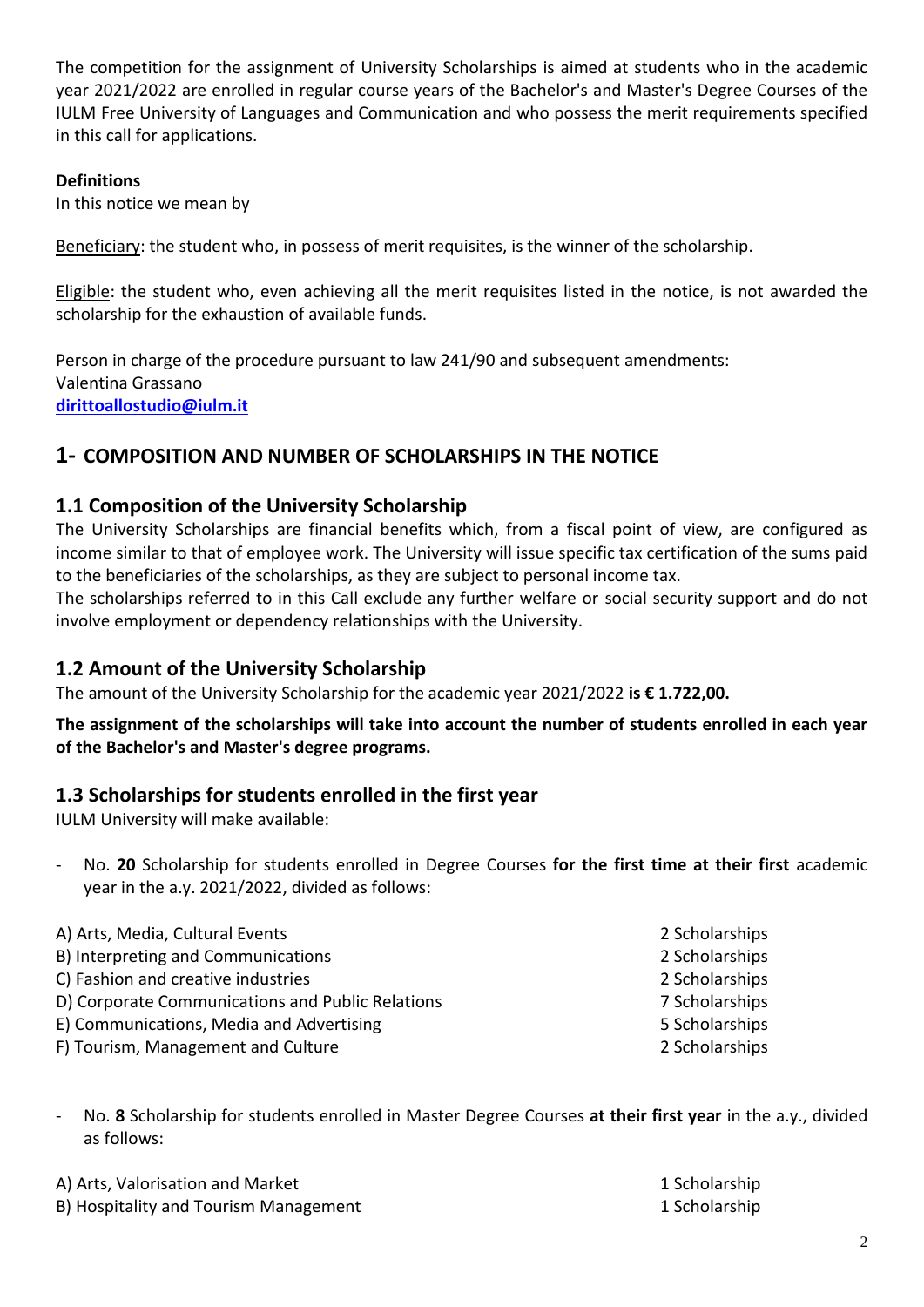The competition for the assignment of University Scholarships is aimed at students who in the academic year 2021/2022 are enrolled in regular course years of the Bachelor's and Master's Degree Courses of the IULM Free University of Languages and Communication and who possess the merit requirements specified in this call for applications.

**Definitions**

In this notice we mean by

Beneficiary: the student who, in possess of merit requisites, is the winner of the scholarship.

Eligible: the student who, even achieving all the merit requisites listed in the notice, is not awarded the scholarship for the exhaustion of available funds.

Person in charge of the procedure pursuant to law 241/90 and subsequent amendments:
Valentina Grassano
**dirittoallostudio@iulm.it**

# 1- COMPOSITION AND NUMBER OF SCHOLARSHIPS IN THE NOTICE

## 1.1 Composition of the University Scholarship

The University Scholarships are financial benefits which, from a fiscal point of view, are configured as income similar to that of employee work. The University will issue specific tax certification of the sums paid to the beneficiaries of the scholarships, as they are subject to personal income tax.

The scholarships referred to in this Call exclude any further welfare or social security support and do not involve employment or dependency relationships with the University.

## 1.2 Amount of the University Scholarship

The amount of the University Scholarship for the academic year 2021/2022 **is € 1.722,00.**

**The assignment of the scholarships will take into account the number of students enrolled in each year of the Bachelor's and Master's degree programs.**

## 1.3 Scholarships for students enrolled in the first year

IULM University will make available:

- No. **20** Scholarship for students enrolled in Degree Courses **for the first time at their first** academic year in the a.y. 2021/2022, divided as follows:

| | |
|---|---|
| A) Arts, Media, Cultural Events | 2 Scholarships |
| B) Interpreting and Communications | 2 Scholarships |
| C) Fashion and creative industries | 2 Scholarships |
| D) Corporate Communications and Public Relations | 7 Scholarships |
| E) Communications, Media and Advertising | 5 Scholarships |
| F) Tourism, Management and Culture | 2 Scholarships |

- No. **8** Scholarship for students enrolled in Master Degree Courses **at their first year** in the a.y., divided as follows:

| | |
|---|---|
| A) Arts, Valorisation and Market | 1 Scholarship |
| B) Hospitality and Tourism Management | 1 Scholarship |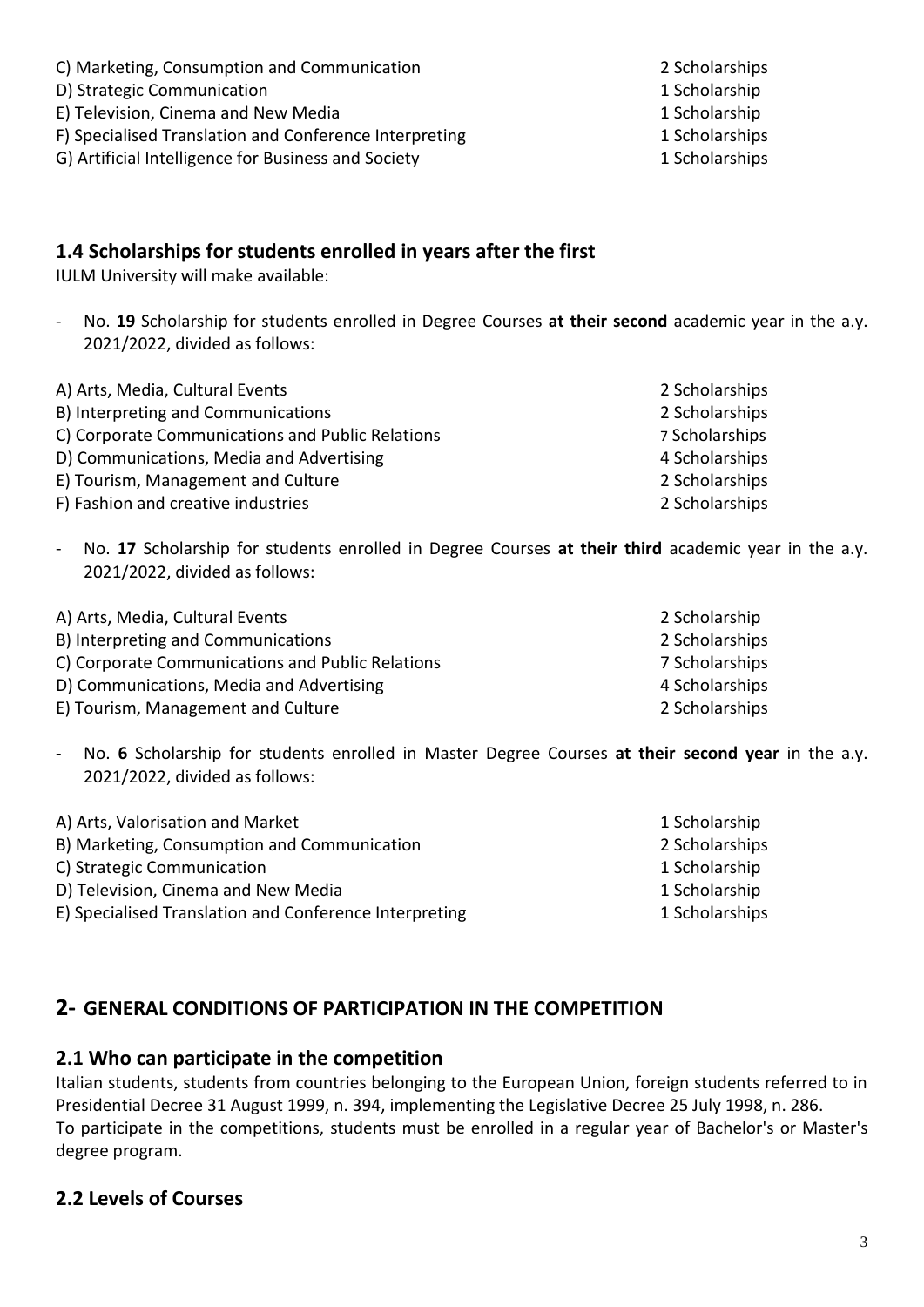C) Marketing, Consumption and Communication 2 Scholarships
D) Strategic Communication 1 Scholarship
E) Television, Cinema and New Media 1 Scholarship
F) Specialised Translation and Conference Interpreting 1 Scholarships
G) Artificial Intelligence for Business and Society 1 Scholarships

### 1.4 Scholarships for students enrolled in years after the first

IULM University will make available:

- No. **19** Scholarship for students enrolled in Degree Courses **at their second** academic year in the a.y. 2021/2022, divided as follows:

A) Arts, Media, Cultural Events 2 Scholarships
B) Interpreting and Communications 2 Scholarships
C) Corporate Communications and Public Relations 7 Scholarships
D) Communications, Media and Advertising 4 Scholarships
E) Tourism, Management and Culture 2 Scholarships
F) Fashion and creative industries 2 Scholarships

- No. **17** Scholarship for students enrolled in Degree Courses **at their third** academic year in the a.y. 2021/2022, divided as follows:

A) Arts, Media, Cultural Events 2 Scholarship
B) Interpreting and Communications 2 Scholarships
C) Corporate Communications and Public Relations 7 Scholarships
D) Communications, Media and Advertising 4 Scholarships
E) Tourism, Management and Culture 2 Scholarships

- No. **6** Scholarship for students enrolled in Master Degree Courses **at their second year** in the a.y. 2021/2022, divided as follows:

A) Arts, Valorisation and Market 1 Scholarship
B) Marketing, Consumption and Communication 2 Scholarships
C) Strategic Communication 1 Scholarship
D) Television, Cinema and New Media 1 Scholarship
E) Specialised Translation and Conference Interpreting 1 Scholarships

## 2- GENERAL CONDITIONS OF PARTICIPATION IN THE COMPETITION

### 2.1 Who can participate in the competition

Italian students, students from countries belonging to the European Union, foreign students referred to in Presidential Decree 31 August 1999, n. 394, implementing the Legislative Decree 25 July 1998, n. 286.
To participate in the competitions, students must be enrolled in a regular year of Bachelor's or Master's degree program.

### 2.2 Levels of Courses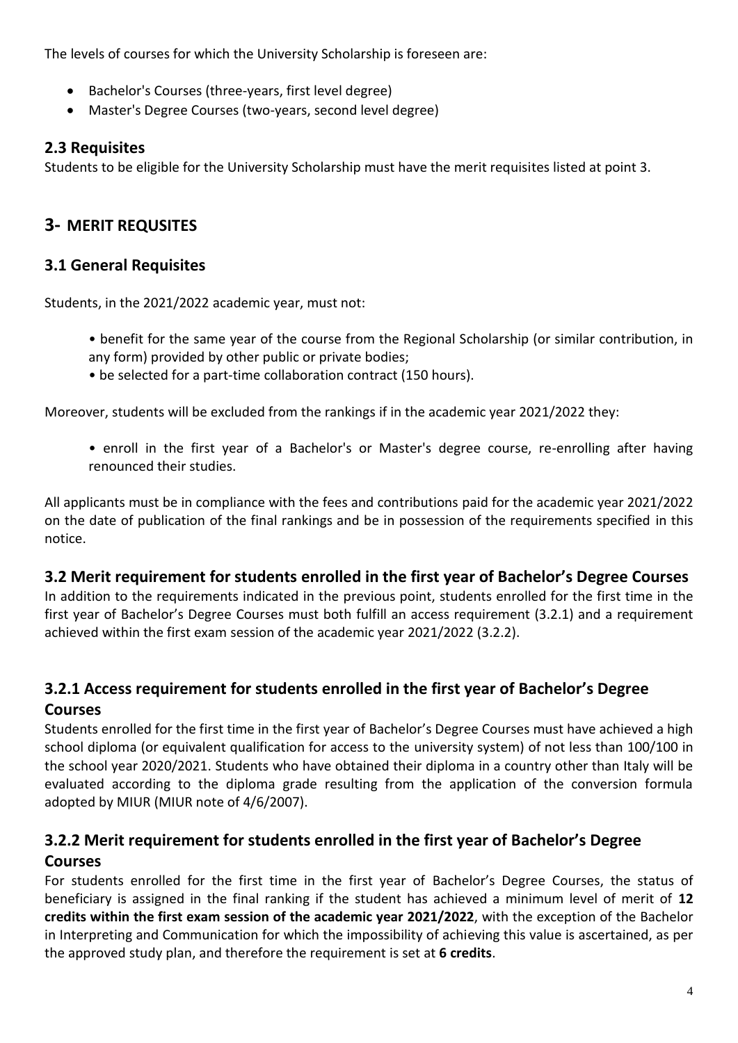The levels of courses for which the University Scholarship is foreseen are:

- Bachelor's Courses (three-years, first level degree)
- Master's Degree Courses (two-years, second level degree)

### 2.3 Requisites

Students to be eligible for the University Scholarship must have the merit requisites listed at point 3.

## 3- MERIT REQUSITES

### 3.1 General Requisites

Students, in the 2021/2022 academic year, must not:

- benefit for the same year of the course from the Regional Scholarship (or similar contribution, in any form) provided by other public or private bodies;
- be selected for a part-time collaboration contract (150 hours).

Moreover, students will be excluded from the rankings if in the academic year 2021/2022 they:

- enroll in the first year of a Bachelor's or Master's degree course, re-enrolling after having renounced their studies.

All applicants must be in compliance with the fees and contributions paid for the academic year 2021/2022 on the date of publication of the final rankings and be in possession of the requirements specified in this notice.

### 3.2 Merit requirement for students enrolled in the first year of Bachelor's Degree Courses

In addition to the requirements indicated in the previous point, students enrolled for the first time in the first year of Bachelor's Degree Courses must both fulfill an access requirement (3.2.1) and a requirement achieved within the first exam session of the academic year 2021/2022 (3.2.2).

### 3.2.1 Access requirement for students enrolled in the first year of Bachelor's Degree Courses

Students enrolled for the first time in the first year of Bachelor's Degree Courses must have achieved a high school diploma (or equivalent qualification for access to the university system) of not less than 100/100 in the school year 2020/2021. Students who have obtained their diploma in a country other than Italy will be evaluated according to the diploma grade resulting from the application of the conversion formula adopted by MIUR (MIUR note of 4/6/2007).

### 3.2.2 Merit requirement for students enrolled in the first year of Bachelor's Degree Courses

For students enrolled for the first time in the first year of Bachelor's Degree Courses, the status of beneficiary is assigned in the final ranking if the student has achieved a minimum level of merit of **12 credits within the first exam session of the academic year 2021/2022**, with the exception of the Bachelor in Interpreting and Communication for which the impossibility of achieving this value is ascertained, as per the approved study plan, and therefore the requirement is set at **6 credits**.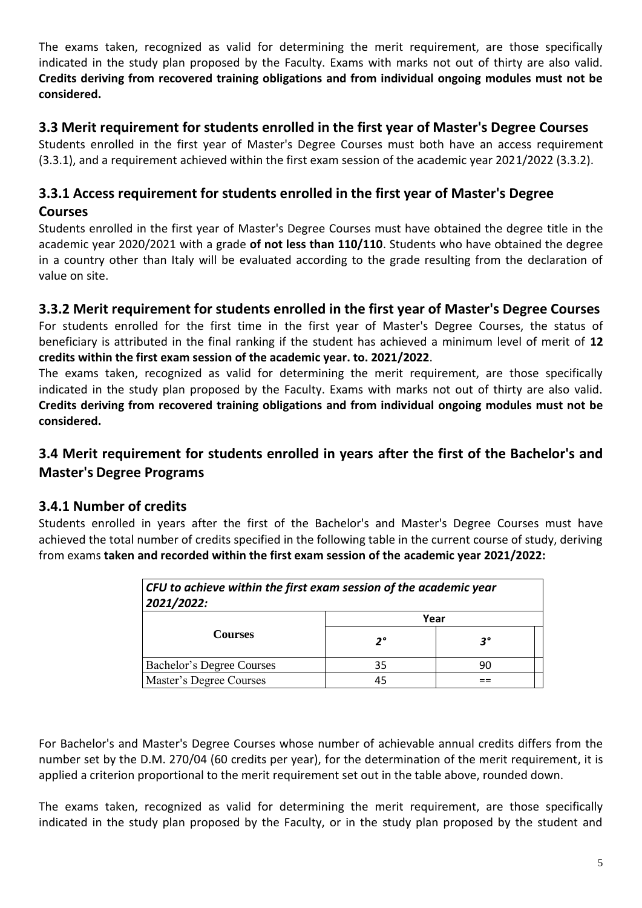The exams taken, recognized as valid for determining the merit requirement, are those specifically indicated in the study plan proposed by the Faculty. Exams with marks not out of thirty are also valid. **Credits deriving from recovered training obligations and from individual ongoing modules must not be considered.**

## 3.3 Merit requirement for students enrolled in the first year of Master's Degree Courses

Students enrolled in the first year of Master's Degree Courses must both have an access requirement (3.3.1), and a requirement achieved within the first exam session of the academic year 2021/2022 (3.3.2).

### 3.3.1 Access requirement for students enrolled in the first year of Master's Degree Courses

Students enrolled in the first year of Master's Degree Courses must have obtained the degree title in the academic year 2020/2021 with a grade **of not less than 110/110**. Students who have obtained the degree in a country other than Italy will be evaluated according to the grade resulting from the declaration of value on site.

### 3.3.2 Merit requirement for students enrolled in the first year of Master's Degree Courses

For students enrolled for the first time in the first year of Master's Degree Courses, the status of beneficiary is attributed in the final ranking if the student has achieved a minimum level of merit of **12 credits within the first exam session of the academic year. to. 2021/2022**.

The exams taken, recognized as valid for determining the merit requirement, are those specifically indicated in the study plan proposed by the Faculty. Exams with marks not out of thirty are also valid. **Credits deriving from recovered training obligations and from individual ongoing modules must not be considered.**

## 3.4 Merit requirement for students enrolled in years after the first of the Bachelor's and Master's Degree Programs

### 3.4.1 Number of credits

Students enrolled in years after the first of the Bachelor's and Master's Degree Courses must have achieved the total number of credits specified in the following table in the current course of study, deriving from exams **taken and recorded within the first exam session of the academic year 2021/2022:**

| *CFU to achieve within the first exam session of the academic year 2021/2022:* | | | |
|---|---|---|---|
| **Courses** | **Year** | | |
| | *2°* | *3°* | |
| Bachelor's Degree Courses | 35 | 90 | |
| Master's Degree Courses | 45 | == | |

For Bachelor's and Master's Degree Courses whose number of achievable annual credits differs from the number set by the D.M. 270/04 (60 credits per year), for the determination of the merit requirement, it is applied a criterion proportional to the merit requirement set out in the table above, rounded down.

The exams taken, recognized as valid for determining the merit requirement, are those specifically indicated in the study plan proposed by the Faculty, or in the study plan proposed by the student and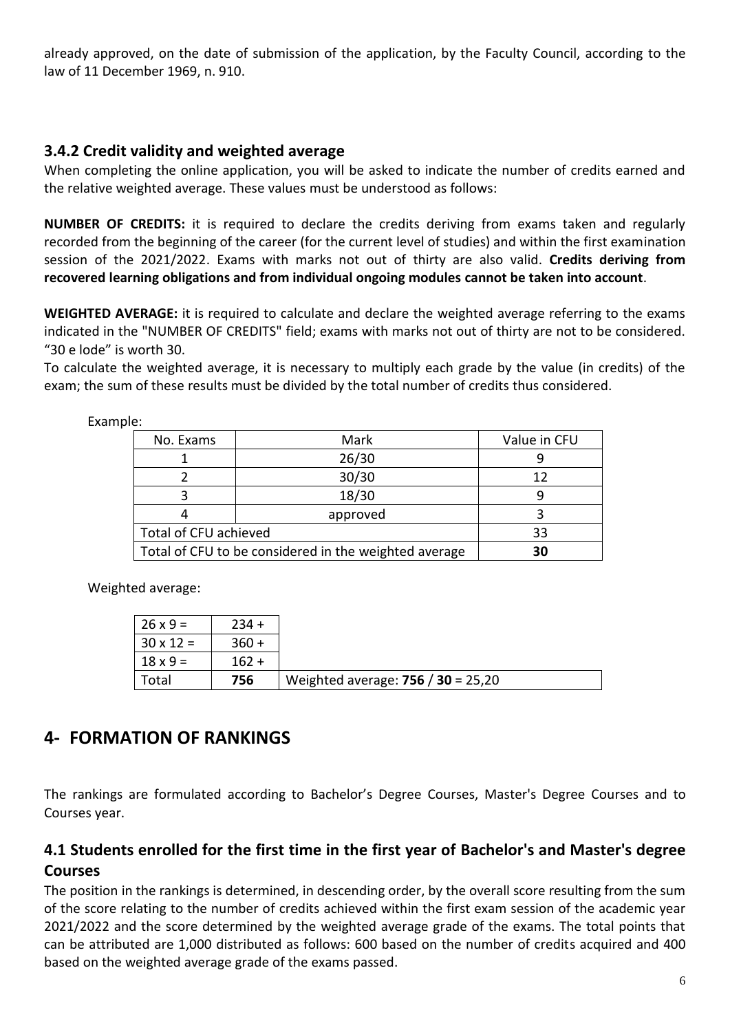already approved, on the date of submission of the application, by the Faculty Council, according to the law of 11 December 1969, n. 910.

### 3.4.2 Credit validity and weighted average

When completing the online application, you will be asked to indicate the number of credits earned and the relative weighted average. These values must be understood as follows:

**NUMBER OF CREDITS:** it is required to declare the credits deriving from exams taken and regularly recorded from the beginning of the career (for the current level of studies) and within the first examination session of the 2021/2022. Exams with marks not out of thirty are also valid. **Credits deriving from recovered learning obligations and from individual ongoing modules cannot be taken into account**.

**WEIGHTED AVERAGE:** it is required to calculate and declare the weighted average referring to the exams indicated in the "NUMBER OF CREDITS" field; exams with marks not out of thirty are not to be considered. "30 e lode" is worth 30.

To calculate the weighted average, it is necessary to multiply each grade by the value (in credits) of the exam; the sum of these results must be divided by the total number of credits thus considered.

Example:

| No. Exams | Mark | Value in CFU |
|---|---|---|
| 1 | 26/30 | 9 |
| 2 | 30/30 | 12 |
| 3 | 18/30 | 9 |
| 4 | approved | 3 |
| Total of CFU achieved | | 33 |
| Total of CFU to be considered in the weighted average | | **30** |

Weighted average:

| | | |
|---|---|---|
| 26 x 9 = | 234 + | |
| 30 x 12 = | 360 + | |
| 18 x 9 = | 162 + | |
| Total | **756** | Weighted average: **756** / **30** = 25,20 |

## 4- FORMATION OF RANKINGS

The rankings are formulated according to Bachelor's Degree Courses, Master's Degree Courses and to Courses year.

### 4.1 Students enrolled for the first time in the first year of Bachelor's and Master's degree Courses

The position in the rankings is determined, in descending order, by the overall score resulting from the sum of the score relating to the number of credits achieved within the first exam session of the academic year 2021/2022 and the score determined by the weighted average grade of the exams. The total points that can be attributed are 1,000 distributed as follows: 600 based on the number of credits acquired and 400 based on the weighted average grade of the exams passed.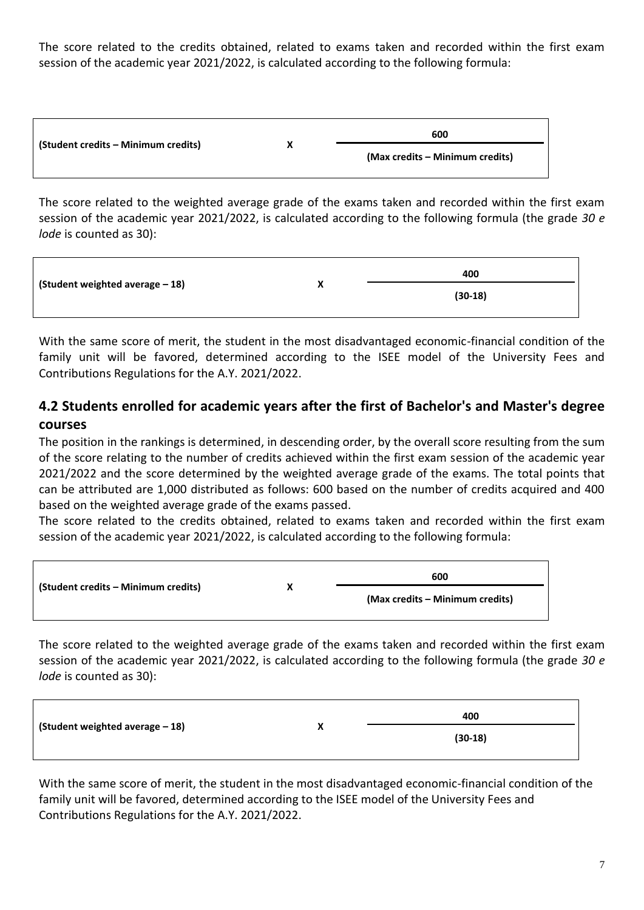The score related to the credits obtained, related to exams taken and recorded within the first exam session of the academic year 2021/2022, is calculated according to the following formula:

$$\text{(Student credits – Minimum credits)} \times \frac{600}{\text{(Max credits – Minimum credits)}}$$

The score related to the weighted average grade of the exams taken and recorded within the first exam session of the academic year 2021/2022, is calculated according to the following formula (the grade *30 e lode* is counted as 30):

$$\text{(Student weighted average – 18)} \times \frac{400}{(30-18)}$$

With the same score of merit, the student in the most disadvantaged economic-financial condition of the family unit will be favored, determined according to the ISEE model of the University Fees and Contributions Regulations for the A.Y. 2021/2022.

## 4.2 Students enrolled for academic years after the first of Bachelor's and Master's degree courses

The position in the rankings is determined, in descending order, by the overall score resulting from the sum of the score relating to the number of credits achieved within the first exam session of the academic year 2021/2022 and the score determined by the weighted average grade of the exams. The total points that can be attributed are 1,000 distributed as follows: 600 based on the number of credits acquired and 400 based on the weighted average grade of the exams passed.

The score related to the credits obtained, related to exams taken and recorded within the first exam session of the academic year 2021/2022, is calculated according to the following formula:

$$\text{(Student credits – Minimum credits)} \times \frac{600}{\text{(Max credits – Minimum credits)}}$$

The score related to the weighted average grade of the exams taken and recorded within the first exam session of the academic year 2021/2022, is calculated according to the following formula (the grade *30 e lode* is counted as 30):

$$\text{(Student weighted average – 18)} \times \frac{400}{(30-18)}$$

With the same score of merit, the student in the most disadvantaged economic-financial condition of the family unit will be favored, determined according to the ISEE model of the University Fees and Contributions Regulations for the A.Y. 2021/2022.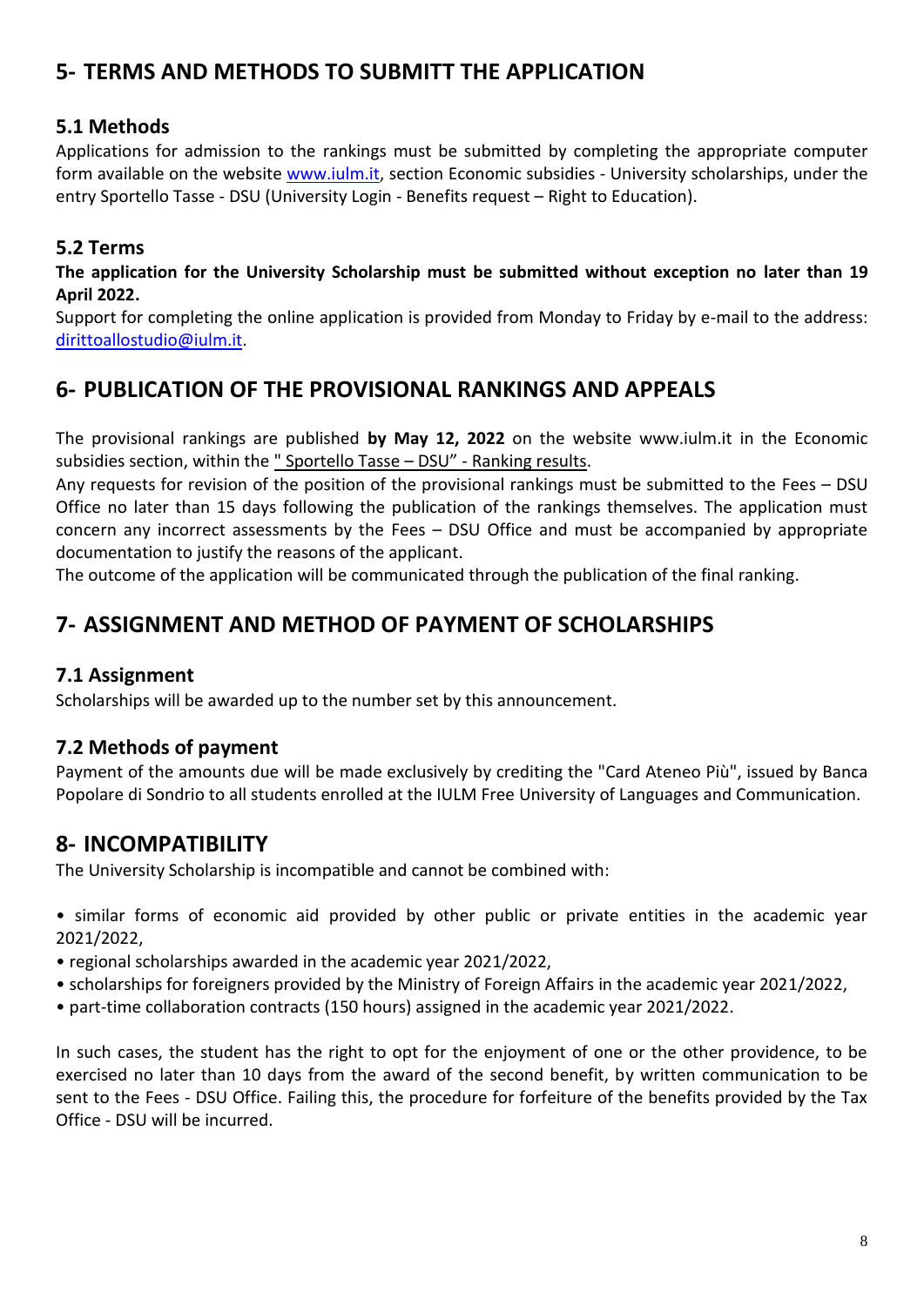## 5- TERMS AND METHODS TO SUBMITT THE APPLICATION

### 5.1 Methods

Applications for admission to the rankings must be submitted by completing the appropriate computer form available on the website www.iulm.it, section Economic subsidies - University scholarships, under the entry Sportello Tasse - DSU (University Login - Benefits request – Right to Education).

### 5.2 Terms

**The application for the University Scholarship must be submitted without exception no later than 19 April 2022.**

Support for completing the online application is provided from Monday to Friday by e-mail to the address: dirittoallostudio@iulm.it.

## 6- PUBLICATION OF THE PROVISIONAL RANKINGS AND APPEALS

The provisional rankings are published **by May 12, 2022** on the website www.iulm.it in the Economic subsidies section, within the " Sportello Tasse – DSU" - Ranking results.

Any requests for revision of the position of the provisional rankings must be submitted to the Fees – DSU Office no later than 15 days following the publication of the rankings themselves. The application must concern any incorrect assessments by the Fees – DSU Office and must be accompanied by appropriate documentation to justify the reasons of the applicant.

The outcome of the application will be communicated through the publication of the final ranking.

## 7- ASSIGNMENT AND METHOD OF PAYMENT OF SCHOLARSHIPS

### 7.1 Assignment

Scholarships will be awarded up to the number set by this announcement.

### 7.2 Methods of payment

Payment of the amounts due will be made exclusively by crediting the "Card Ateneo Più", issued by Banca Popolare di Sondrio to all students enrolled at the IULM Free University of Languages and Communication.

## 8- INCOMPATIBILITY

The University Scholarship is incompatible and cannot be combined with:

- similar forms of economic aid provided by other public or private entities in the academic year 2021/2022,
- regional scholarships awarded in the academic year 2021/2022,
- scholarships for foreigners provided by the Ministry of Foreign Affairs in the academic year 2021/2022,
- part-time collaboration contracts (150 hours) assigned in the academic year 2021/2022.

In such cases, the student has the right to opt for the enjoyment of one or the other providence, to be exercised no later than 10 days from the award of the second benefit, by written communication to be sent to the Fees - DSU Office. Failing this, the procedure for forfeiture of the benefits provided by the Tax Office - DSU will be incurred.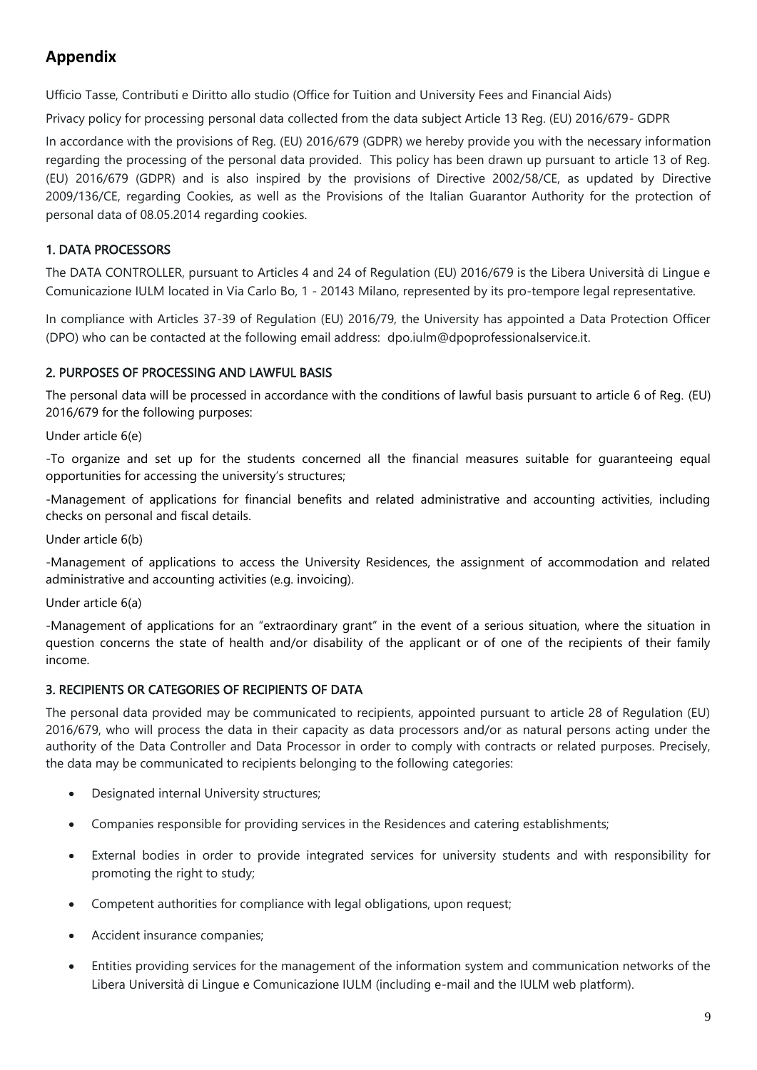# Appendix

Ufficio Tasse, Contributi e Diritto allo studio (Office for Tuition and University Fees and Financial Aids)

Privacy policy for processing personal data collected from the data subject Article 13 Reg. (EU) 2016/679- GDPR

In accordance with the provisions of Reg. (EU) 2016/679 (GDPR) we hereby provide you with the necessary information regarding the processing of the personal data provided. This policy has been drawn up pursuant to article 13 of Reg. (EU) 2016/679 (GDPR) and is also inspired by the provisions of Directive 2002/58/CE, as updated by Directive 2009/136/CE, regarding Cookies, as well as the Provisions of the Italian Guarantor Authority for the protection of personal data of 08.05.2014 regarding cookies.

## 1. DATA PROCESSORS

The DATA CONTROLLER, pursuant to Articles 4 and 24 of Regulation (EU) 2016/679 is the Libera Università di Lingue e Comunicazione IULM located in Via Carlo Bo, 1 - 20143 Milano, represented by its pro-tempore legal representative.

In compliance with Articles 37-39 of Regulation (EU) 2016/79, the University has appointed a Data Protection Officer (DPO) who can be contacted at the following email address: dpo.iulm@dpoprofessionalservice.it.

## 2. PURPOSES OF PROCESSING AND LAWFUL BASIS

The personal data will be processed in accordance with the conditions of lawful basis pursuant to article 6 of Reg. (EU) 2016/679 for the following purposes:

Under article 6(e)

-To organize and set up for the students concerned all the financial measures suitable for guaranteeing equal opportunities for accessing the university's structures;

-Management of applications for financial benefits and related administrative and accounting activities, including checks on personal and fiscal details.

Under article 6(b)

-Management of applications to access the University Residences, the assignment of accommodation and related administrative and accounting activities (e.g. invoicing).

Under article 6(a)

-Management of applications for an "extraordinary grant" in the event of a serious situation, where the situation in question concerns the state of health and/or disability of the applicant or of one of the recipients of their family income.

## 3. RECIPIENTS OR CATEGORIES OF RECIPIENTS OF DATA

The personal data provided may be communicated to recipients, appointed pursuant to article 28 of Regulation (EU) 2016/679, who will process the data in their capacity as data processors and/or as natural persons acting under the authority of the Data Controller and Data Processor in order to comply with contracts or related purposes. Precisely, the data may be communicated to recipients belonging to the following categories:

- Designated internal University structures;
- Companies responsible for providing services in the Residences and catering establishments;
- External bodies in order to provide integrated services for university students and with responsibility for promoting the right to study;
- Competent authorities for compliance with legal obligations, upon request;
- Accident insurance companies;
- Entities providing services for the management of the information system and communication networks of the Libera Università di Lingue e Comunicazione IULM (including e-mail and the IULM web platform).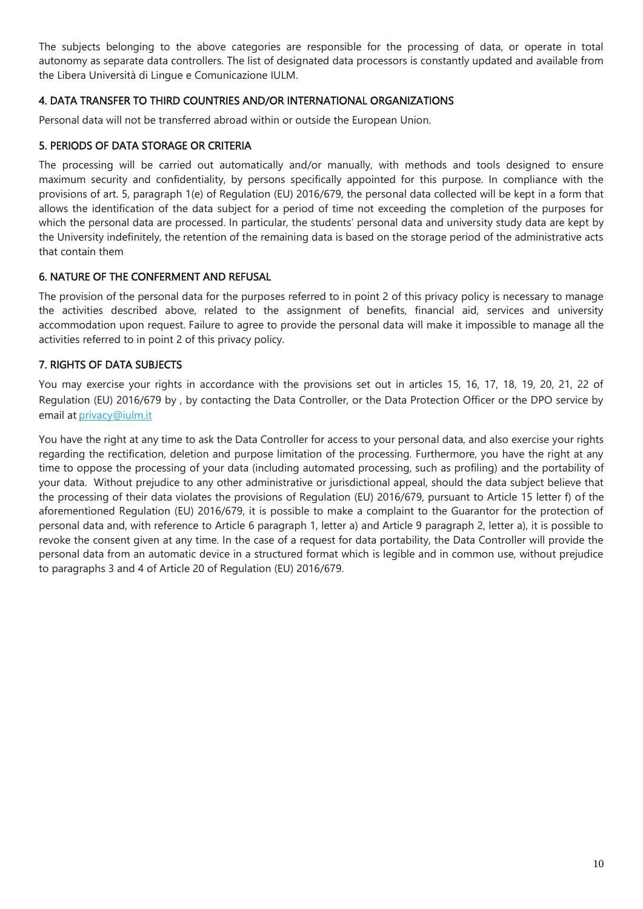The subjects belonging to the above categories are responsible for the processing of data, or operate in total autonomy as separate data controllers. The list of designated data processors is constantly updated and available from the Libera Università di Lingue e Comunicazione IULM.

## 4. DATA TRANSFER TO THIRD COUNTRIES AND/OR INTERNATIONAL ORGANIZATIONS

Personal data will not be transferred abroad within or outside the European Union.

## 5. PERIODS OF DATA STORAGE OR CRITERIA

The processing will be carried out automatically and/or manually, with methods and tools designed to ensure maximum security and confidentiality, by persons specifically appointed for this purpose. In compliance with the provisions of art. 5, paragraph 1(e) of Regulation (EU) 2016/679, the personal data collected will be kept in a form that allows the identification of the data subject for a period of time not exceeding the completion of the purposes for which the personal data are processed. In particular, the students' personal data and university study data are kept by the University indefinitely, the retention of the remaining data is based on the storage period of the administrative acts that contain them

## 6. NATURE OF THE CONFERMENT AND REFUSAL

The provision of the personal data for the purposes referred to in point 2 of this privacy policy is necessary to manage the activities described above, related to the assignment of benefits, financial aid, services and university accommodation upon request. Failure to agree to provide the personal data will make it impossible to manage all the activities referred to in point 2 of this privacy policy.

## 7. RIGHTS OF DATA SUBJECTS

You may exercise your rights in accordance with the provisions set out in articles 15, 16, 17, 18, 19, 20, 21, 22 of Regulation (EU) 2016/679 by , by contacting the Data Controller, or the Data Protection Officer or the DPO service by email at privacy@iulm.it

You have the right at any time to ask the Data Controller for access to your personal data, and also exercise your rights regarding the rectification, deletion and purpose limitation of the processing. Furthermore, you have the right at any time to oppose the processing of your data (including automated processing, such as profiling) and the portability of your data. Without prejudice to any other administrative or jurisdictional appeal, should the data subject believe that the processing of their data violates the provisions of Regulation (EU) 2016/679, pursuant to Article 15 letter f) of the aforementioned Regulation (EU) 2016/679, it is possible to make a complaint to the Guarantor for the protection of personal data and, with reference to Article 6 paragraph 1, letter a) and Article 9 paragraph 2, letter a), it is possible to revoke the consent given at any time. In the case of a request for data portability, the Data Controller will provide the personal data from an automatic device in a structured format which is legible and in common use, without prejudice to paragraphs 3 and 4 of Article 20 of Regulation (EU) 2016/679.